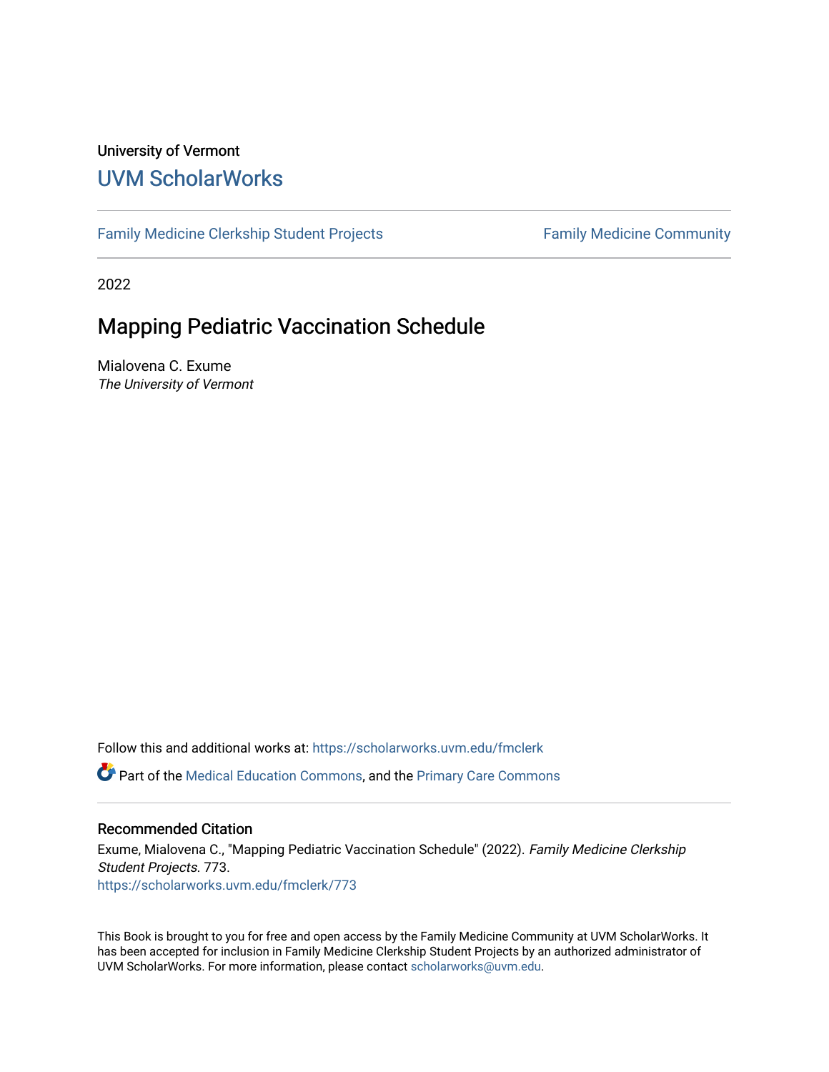University of Vermont

# UVM ScholarWorks

Family Medicine Clerkship Student Projects | Family Medicine Community

2022

## Mapping Pediatric Vaccination Schedule

Mialovena C. Exume

*The University of Vermont*

Follow this and additional works at: https://scholarworks.uvm.edu/fmclerk

Part of the Medical Education Commons, and the Primary Care Commons

### Recommended Citation

Exume, Mialovena C., "Mapping Pediatric Vaccination Schedule" (2022). *Family Medicine Clerkship Student Projects*. 773.
https://scholarworks.uvm.edu/fmclerk/773

This Book is brought to you for free and open access by the Family Medicine Community at UVM ScholarWorks. It has been accepted for inclusion in Family Medicine Clerkship Student Projects by an authorized administrator of UVM ScholarWorks. For more information, please contact scholarworks@uvm.edu.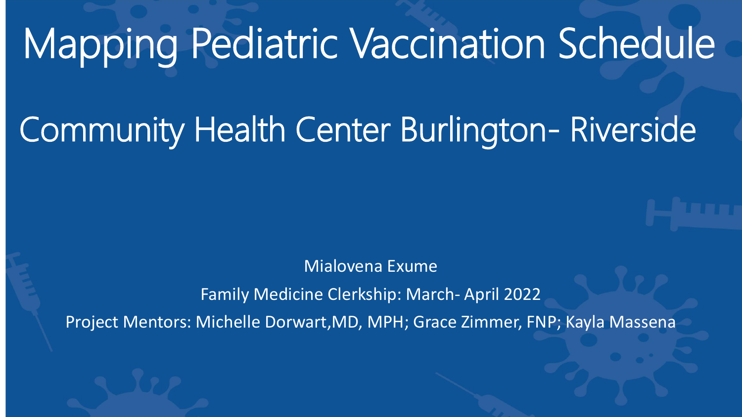# Mapping Pediatric Vaccination Schedule

# Community Health Center Burlington- Riverside

Mialovena Exume

Family Medicine Clerkship: March- April 2022

Project Mentors: Michelle Dorwart,MD, MPH; Grace Zimmer, FNP; Kayla Massena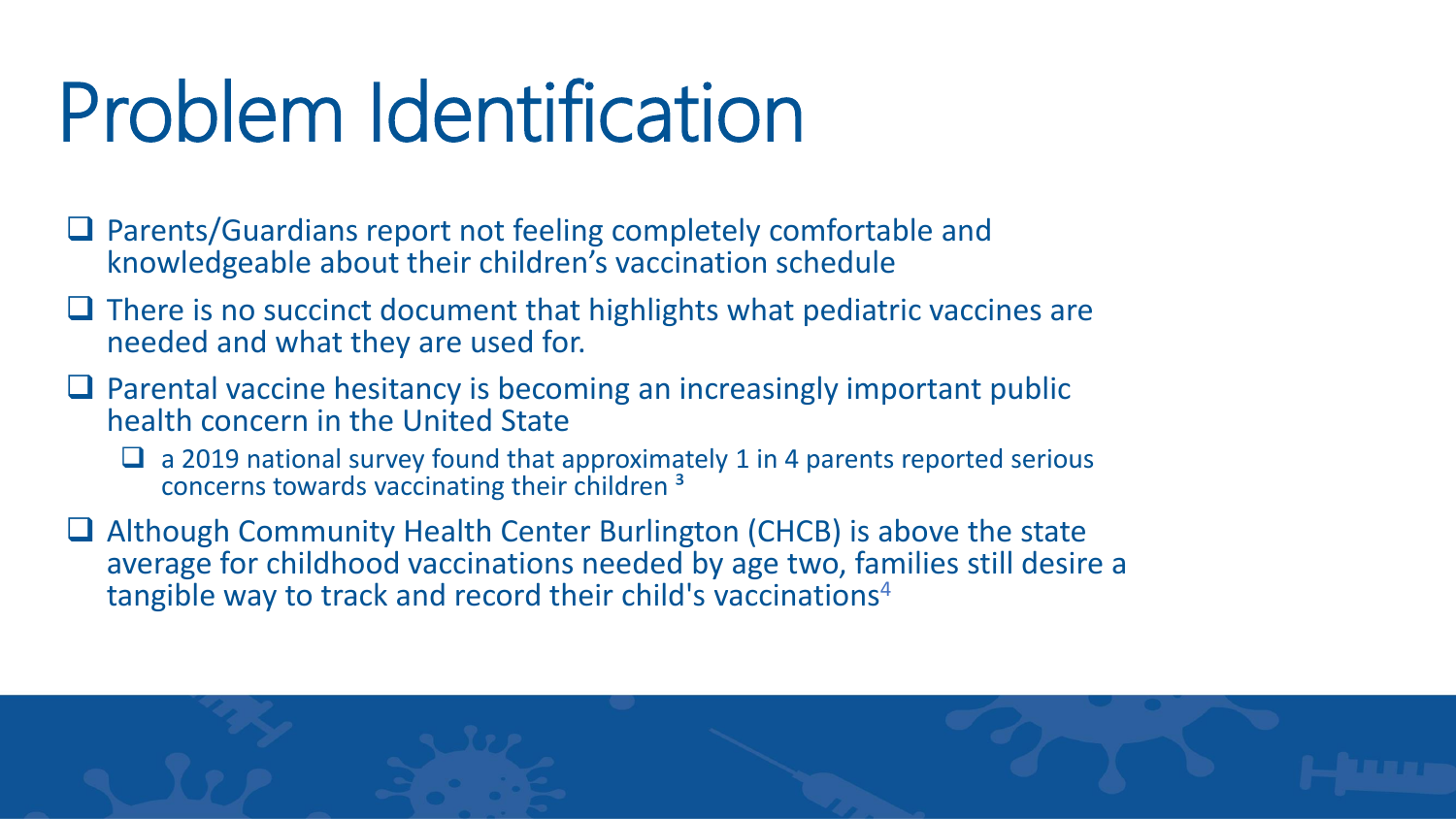# Problem Identification

- Parents/Guardians report not feeling completely comfortable and knowledgeable about their children's vaccination schedule
- There is no succinct document that highlights what pediatric vaccines are needed and what they are used for.
- Parental vaccine hesitancy is becoming an increasingly important public health concern in the United State
  - a 2019 national survey found that approximately 1 in 4 parents reported serious concerns towards vaccinating their children [3]
- Although Community Health Center Burlington (CHCB) is above the state average for childhood vaccinations needed by age two, families still desire a tangible way to track and record their child's vaccinations[4]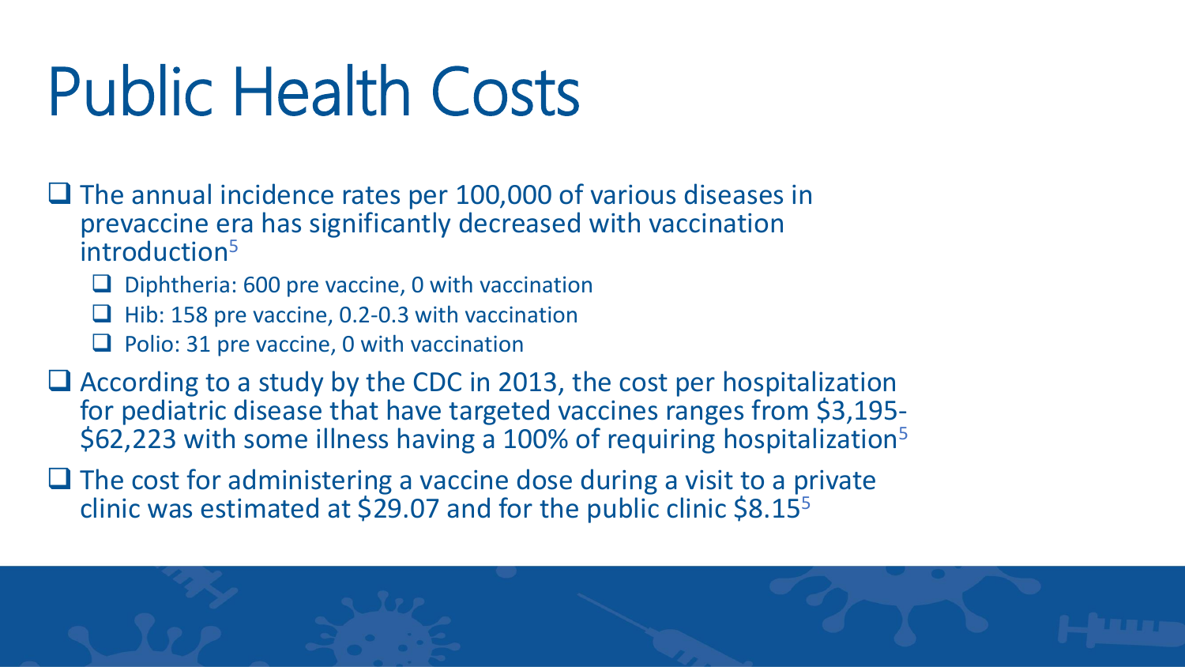# Public Health Costs

- The annual incidence rates per 100,000 of various diseases in prevaccine era has significantly decreased with vaccination introduction[5]
  - Diphtheria: 600 pre vaccine, 0 with vaccination
  - Hib: 158 pre vaccine, 0.2-0.3 with vaccination
  - Polio: 31 pre vaccine, 0 with vaccination
- According to a study by the CDC in 2013, the cost per hospitalization for pediatric disease that have targeted vaccines ranges from $3,195-$62,223 with some illness having a 100% of requiring hospitalization[5]
- The cost for administering a vaccine dose during a visit to a private clinic was estimated at $29.07 and for the public clinic $8.15[5]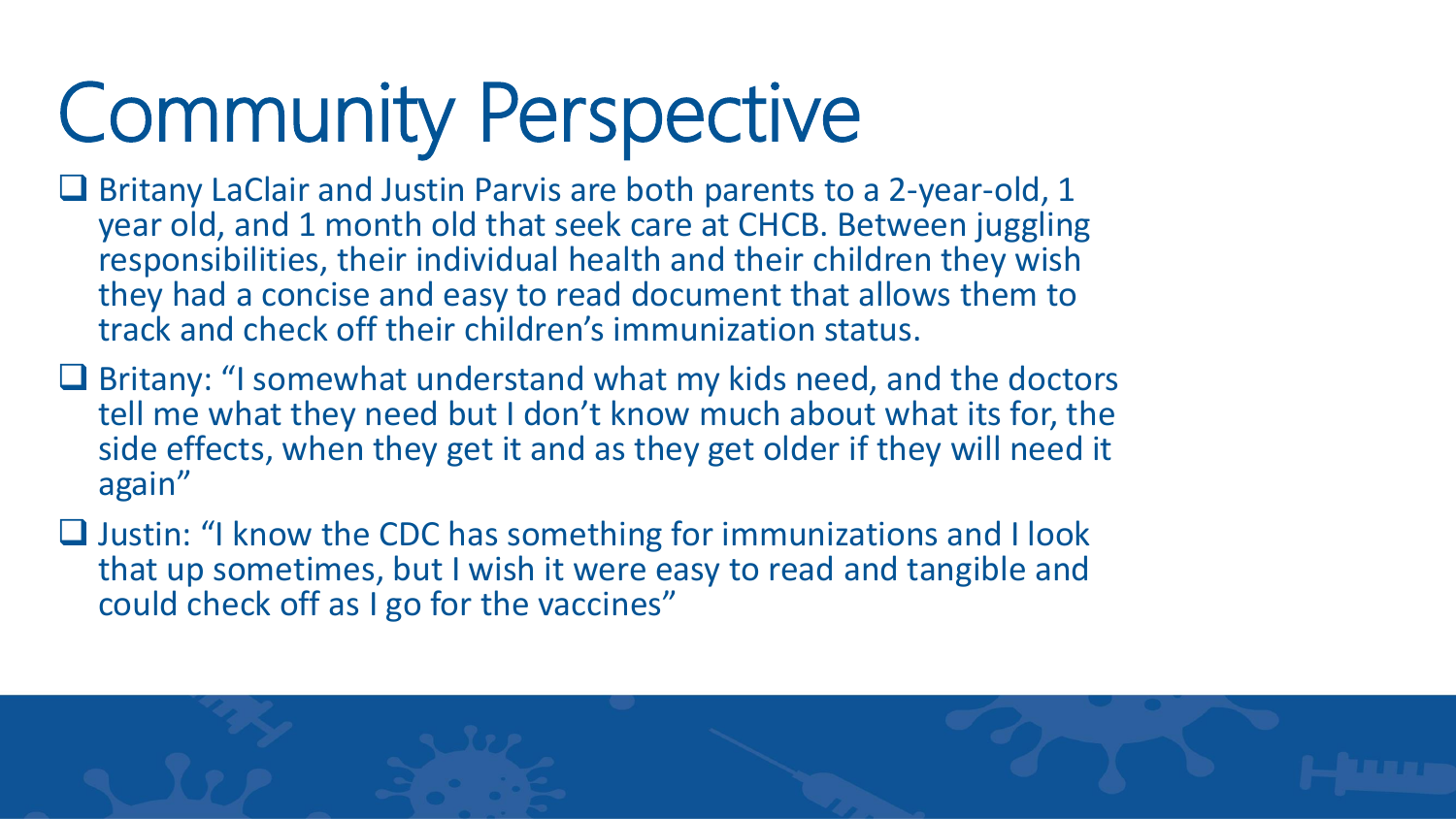# Community Perspective

- Britany LaClair and Justin Parvis are both parents to a 2-year-old, 1 year old, and 1 month old that seek care at CHCB. Between juggling responsibilities, their individual health and their children they wish they had a concise and easy to read document that allows them to track and check off their children's immunization status.
- Britany: "I somewhat understand what my kids need, and the doctors tell me what they need but I don't know much about what its for, the side effects, when they get it and as they get older if they will need it again"
- Justin: "I know the CDC has something for immunizations and I look that up sometimes, but I wish it were easy to read and tangible and could check off as I go for the vaccines"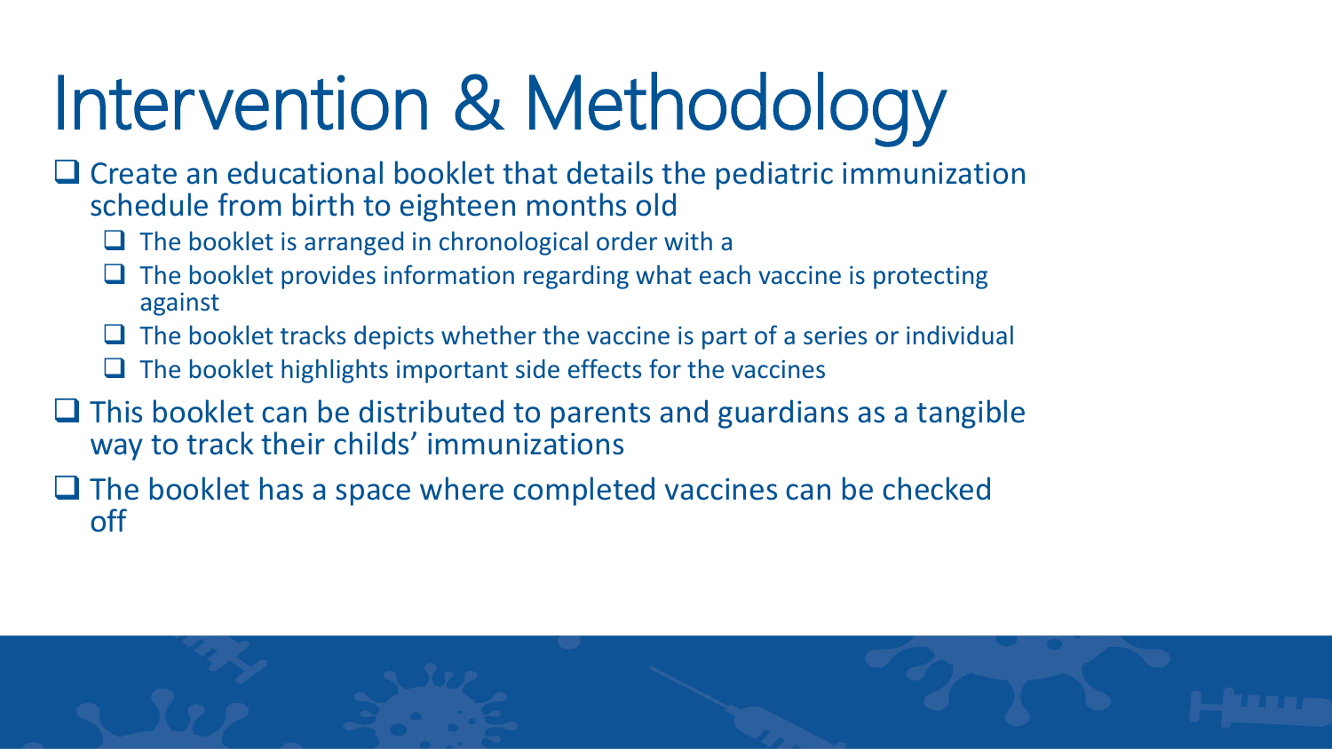# Intervention & Methodology

- Create an educational booklet that details the pediatric immunization schedule from birth to eighteen months old
  - The booklet is arranged in chronological order with a
  - The booklet provides information regarding what each vaccine is protecting against
  - The booklet tracks depicts whether the vaccine is part of a series or individual
  - The booklet highlights important side effects for the vaccines
- This booklet can be distributed to parents and guardians as a tangible way to track their childs' immunizations
- The booklet has a space where completed vaccines can be checked off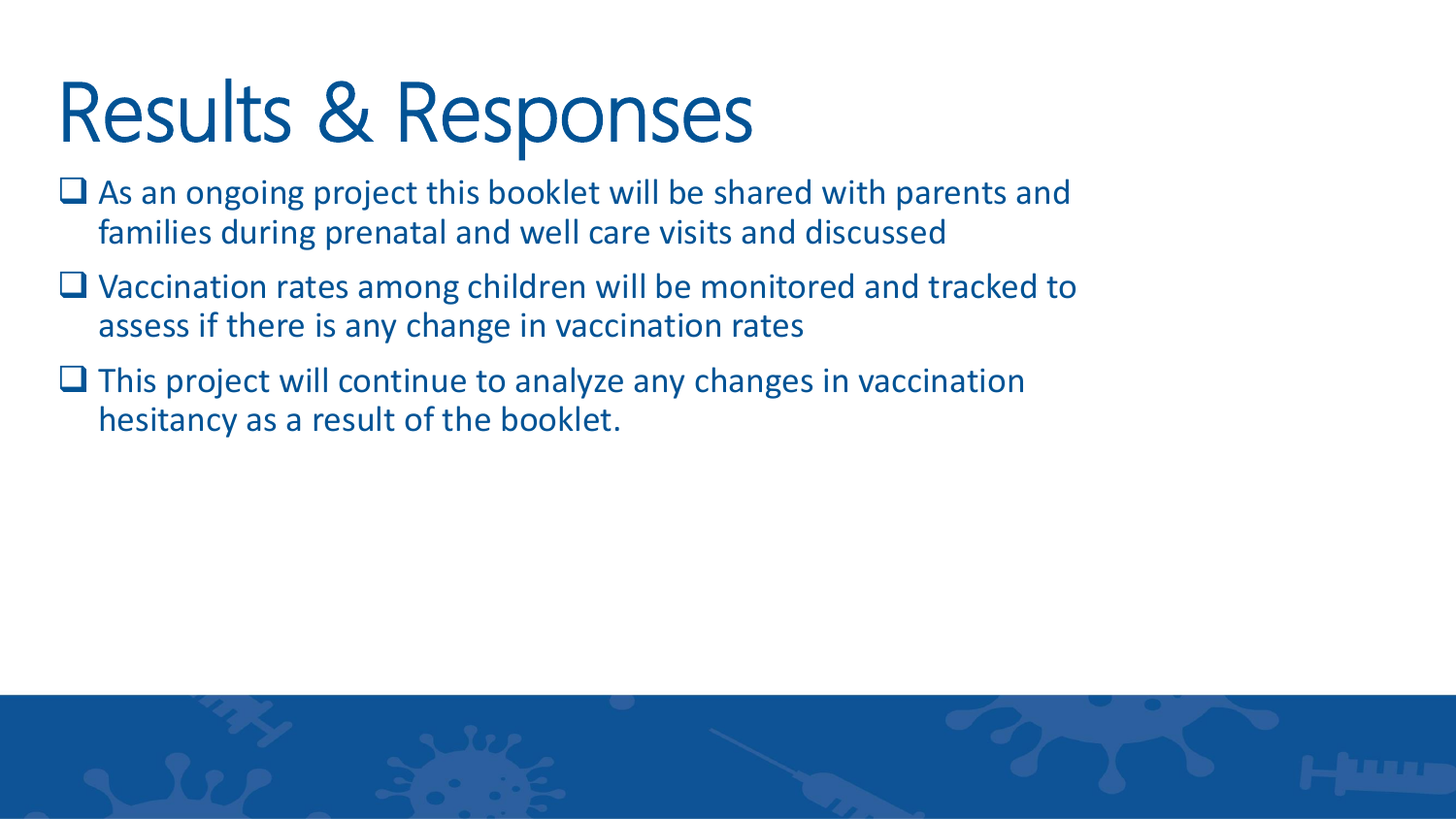# Results & Responses

- As an ongoing project this booklet will be shared with parents and families during prenatal and well care visits and discussed
- Vaccination rates among children will be monitored and tracked to assess if there is any change in vaccination rates
- This project will continue to analyze any changes in vaccination hesitancy as a result of the booklet.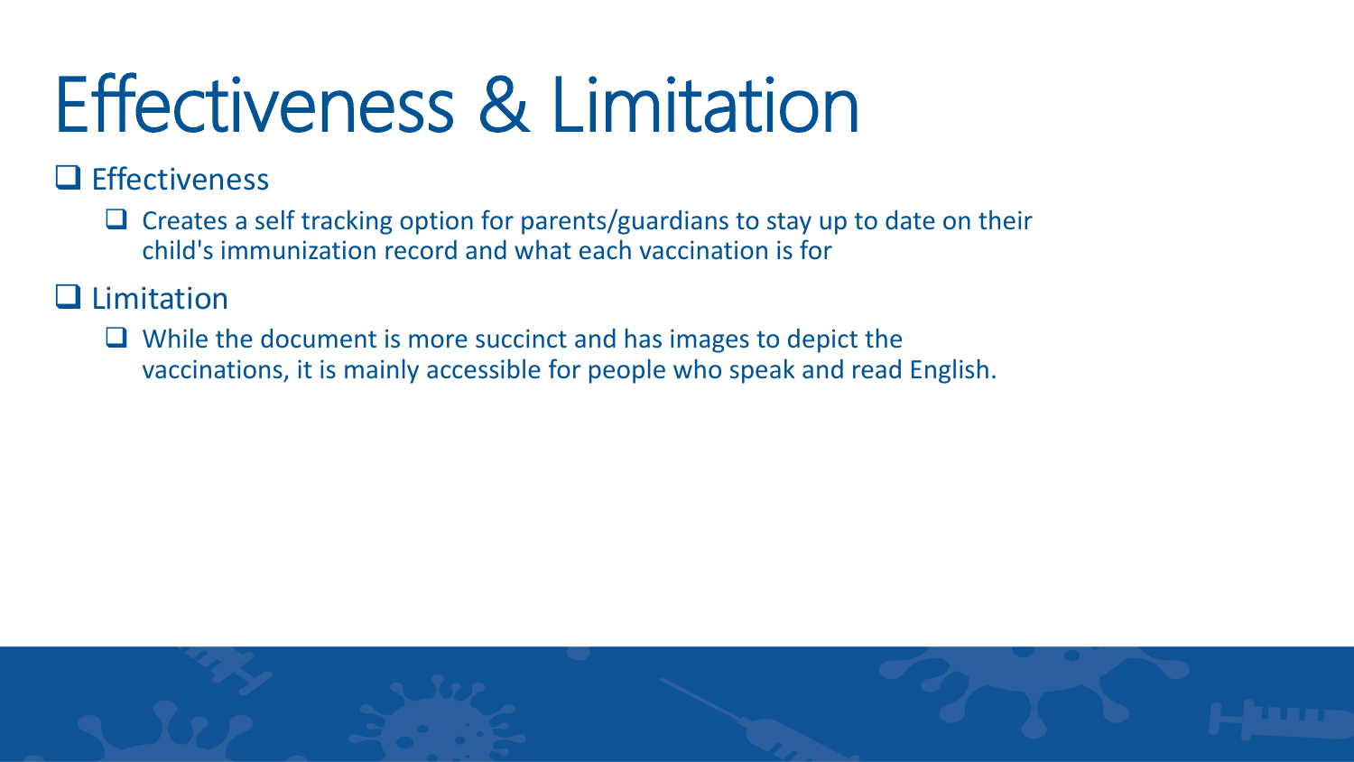# Effectiveness & Limitation

- Effectiveness
  - Creates a self tracking option for parents/guardians to stay up to date on their child's immunization record and what each vaccination is for
- Limitation
  - While the document is more succinct and has images to depict the vaccinations, it is mainly accessible for people who speak and read English.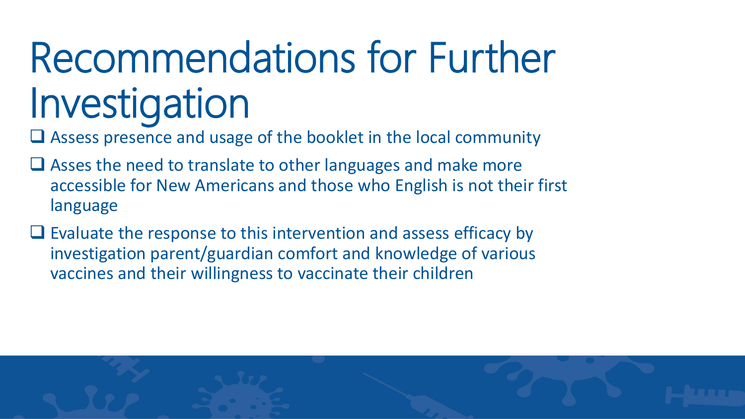# Recommendations for Further Investigation

- Assess presence and usage of the booklet in the local community
- Asses the need to translate to other languages and make more accessible for New Americans and those who English is not their first language
- Evaluate the response to this intervention and assess efficacy by investigation parent/guardian comfort and knowledge of various vaccines and their willingness to vaccinate their children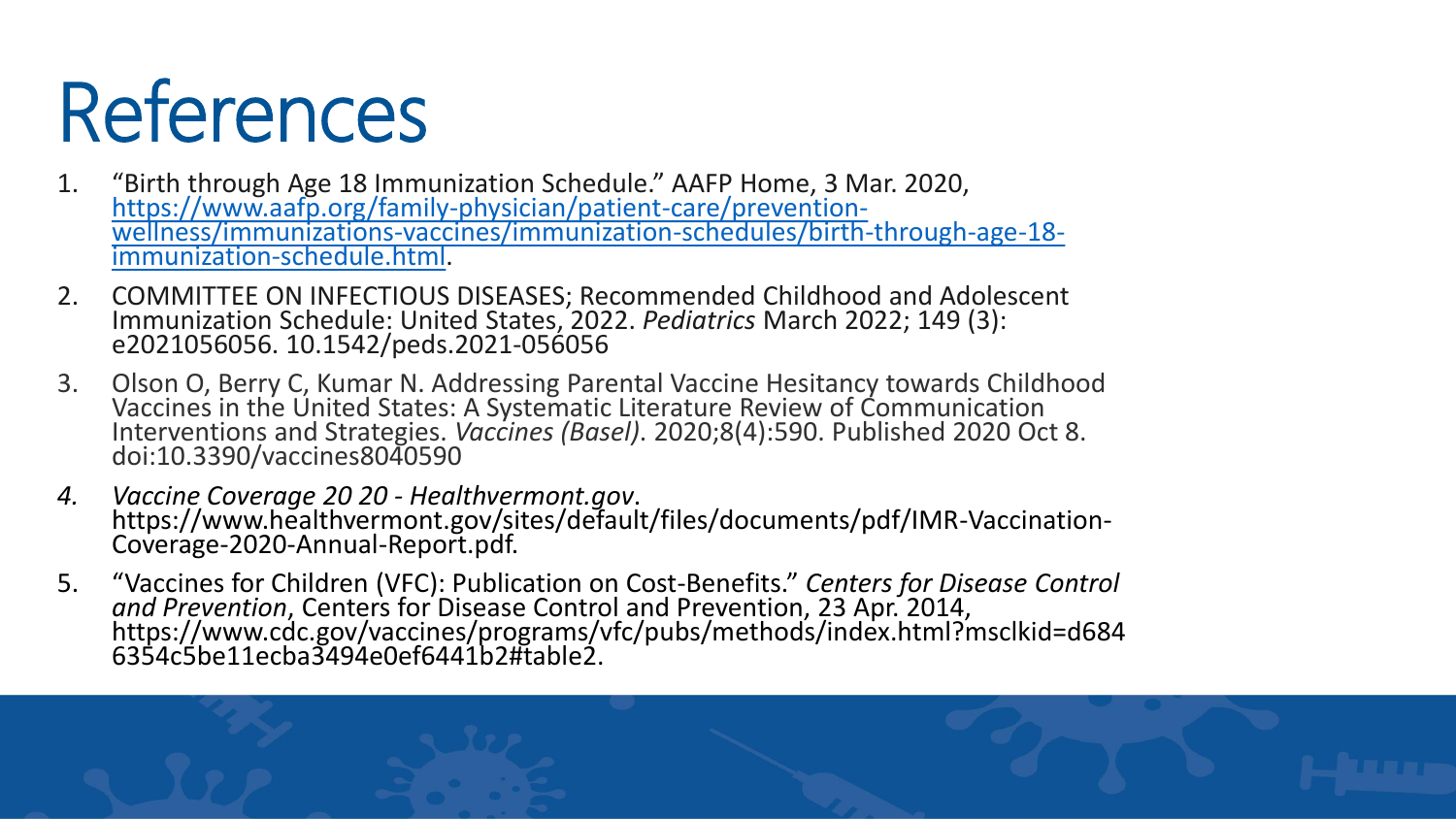# References

1. "Birth through Age 18 Immunization Schedule." AAFP Home, 3 Mar. 2020, https://www.aafp.org/family-physician/patient-care/prevention-wellness/immunizations-vaccines/immunization-schedules/birth-through-age-18-immunization-schedule.html.
2. COMMITTEE ON INFECTIOUS DISEASES; Recommended Childhood and Adolescent Immunization Schedule: United States, 2022. *Pediatrics* March 2022; 149 (3): e2021056056. 10.1542/peds.2021-056056
3. Olson O, Berry C, Kumar N. Addressing Parental Vaccine Hesitancy towards Childhood Vaccines in the United States: A Systematic Literature Review of Communication Interventions and Strategies. *Vaccines (Basel)*. 2020;8(4):590. Published 2020 Oct 8. doi:10.3390/vaccines8040590
4. *Vaccine Coverage 20 20 - Healthvermont.gov*. https://www.healthvermont.gov/sites/default/files/documents/pdf/IMR-Vaccination-Coverage-2020-Annual-Report.pdf.
5. "Vaccines for Children (VFC): Publication on Cost-Benefits." *Centers for Disease Control and Prevention*, Centers for Disease Control and Prevention, 23 Apr. 2014, https://www.cdc.gov/vaccines/programs/vfc/pubs/methods/index.html?msclkid=d6846354c5be11ecba3494e0ef6441b2#table2.